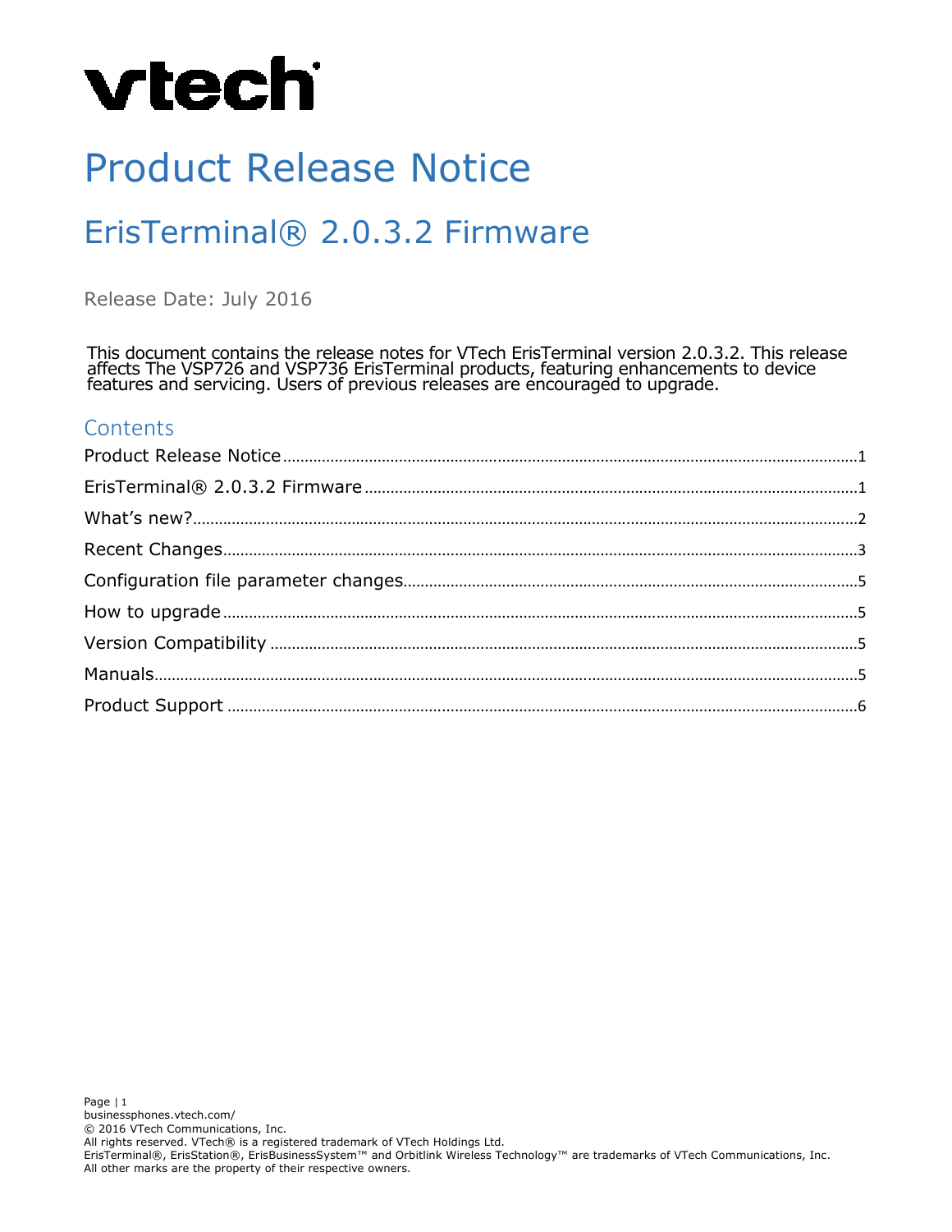vtech

# Product Release Notice

## ErisTerminal® 2.0.3.2 Firmware

Release Date: July 2016

This document contains the release notes for VTech ErisTerminal version 2.0.3.2. This release affects The VSP726 and VSP736 ErisTerminal products, featuring enhancements to device features and servicing. Users of previous releases are encouraged to upgrade.

### Contents

Product Release Notice .......... 1
ErisTerminal® 2.0.3.2 Firmware .......... 1
What's new? .......... 2
Recent Changes .......... 3
Configuration file parameter changes .......... 5
How to upgrade .......... 5
Version Compatibility .......... 5
Manuals .......... 5
Product Support .......... 6

businessphones.vtech.com/
© 2016 VTech Communications, Inc.
All rights reserved. VTech® is a registered trademark of VTech Holdings Ltd.
ErisTerminal®, ErisStation®, ErisBusinessSystem™ and Orbitlink Wireless Technology™ are trademarks of VTech Communications, Inc.
All other marks are the property of their respective owners.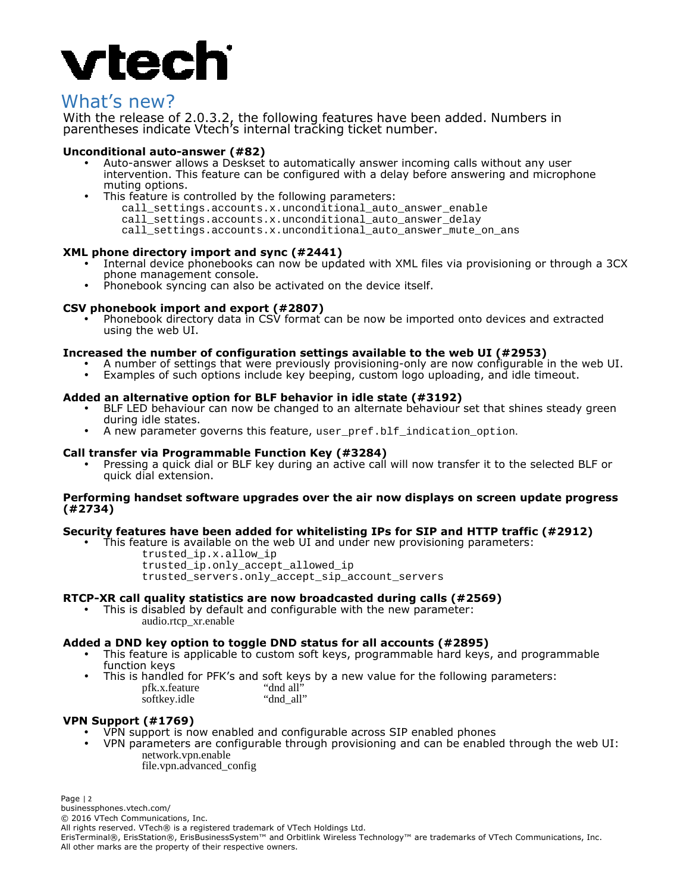# What's new?

With the release of 2.0.3.2, the following features have been added. Numbers in parentheses indicate Vtech's internal tracking ticket number.

**Unconditional auto-answer (#82)**

- Auto-answer allows a Deskset to automatically answer incoming calls without any user intervention. This feature can be configured with a delay before answering and microphone muting options.
- This feature is controlled by the following parameters:

```
call_settings.accounts.x.unconditional_auto_answer_enable
call_settings.accounts.x.unconditional_auto_answer_delay
call_settings.accounts.x.unconditional_auto_answer_mute_on_ans
```

**XML phone directory import and sync (#2441)**

- Internal device phonebooks can now be updated with XML files via provisioning or through a 3CX phone management console.
- Phonebook syncing can also be activated on the device itself.

**CSV phonebook import and export (#2807)**

- Phonebook directory data in CSV format can be now be imported onto devices and extracted using the web UI.

**Increased the number of configuration settings available to the web UI (#2953)**

- A number of settings that were previously provisioning-only are now configurable in the web UI.
- Examples of such options include key beeping, custom logo uploading, and idle timeout.

**Added an alternative option for BLF behavior in idle state (#3192)**

- BLF LED behaviour can now be changed to an alternate behaviour set that shines steady green during idle states.
- A new parameter governs this feature, `user_pref.blf_indication_option`.

**Call transfer via Programmable Function Key (#3284)**

- Pressing a quick dial or BLF key during an active call will now transfer it to the selected BLF or quick dial extension.

**Performing handset software upgrades over the air now displays on screen update progress (#2734)**

**Security features have been added for whitelisting IPs for SIP and HTTP traffic (#2912)**

- This feature is available on the web UI and under new provisioning parameters:

```
trusted_ip.x.allow_ip
trusted_ip.only_accept_allowed_ip
trusted_servers.only_accept_sip_account_servers
```

**RTCP-XR call quality statistics are now broadcasted during calls (#2569)**

- This is disabled by default and configurable with the new parameter:
  audio.rtcp_xr.enable

**Added a DND key option to toggle DND status for all accounts (#2895)**

- This feature is applicable to custom soft keys, programmable hard keys, and programmable function keys
- This is handled for PFK's and soft keys by a new value for the following parameters:

| | |
|---|---|
| pfk.x.feature | "dnd all" |
| softkey.idle | "dnd_all" |

**VPN Support (#1769)**

- VPN support is now enabled and configurable across SIP enabled phones
- VPN parameters are configurable through provisioning and can be enabled through the web UI:
  network.vpn.enable
  file.vpn.advanced_config

businessphones.vtech.com/

© 2016 VTech Communications, Inc.

All rights reserved. VTech® is a registered trademark of VTech Holdings Ltd.

ErisTerminal®, ErisStation®, ErisBusinessSystem™ and Orbitlink Wireless Technology™ are trademarks of VTech Communications, Inc.
All other marks are the property of their respective owners.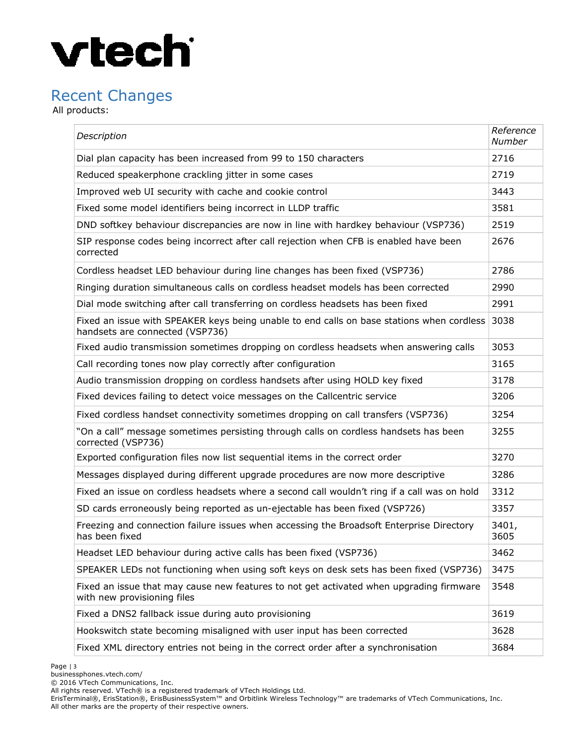## Recent Changes

All products:

| *Description* | *Reference Number* |
|---|---|
| Dial plan capacity has been increased from 99 to 150 characters | 2716 |
| Reduced speakerphone crackling jitter in some cases | 2719 |
| Improved web UI security with cache and cookie control | 3443 |
| Fixed some model identifiers being incorrect in LLDP traffic | 3581 |
| DND softkey behaviour discrepancies are now in line with hardkey behaviour (VSP736) | 2519 |
| SIP response codes being incorrect after call rejection when CFB is enabled have been corrected | 2676 |
| Cordless headset LED behaviour during line changes has been fixed (VSP736) | 2786 |
| Ringing duration simultaneous calls on cordless headset models has been corrected | 2990 |
| Dial mode switching after call transferring on cordless headsets has been fixed | 2991 |
| Fixed an issue with SPEAKER keys being unable to end calls on base stations when cordless handsets are connected (VSP736) | 3038 |
| Fixed audio transmission sometimes dropping on cordless headsets when answering calls | 3053 |
| Call recording tones now play correctly after configuration | 3165 |
| Audio transmission dropping on cordless handsets after using HOLD key fixed | 3178 |
| Fixed devices failing to detect voice messages on the Callcentric service | 3206 |
| Fixed cordless handset connectivity sometimes dropping on call transfers (VSP736) | 3254 |
| "On a call" message sometimes persisting through calls on cordless handsets has been corrected (VSP736) | 3255 |
| Exported configuration files now list sequential items in the correct order | 3270 |
| Messages displayed during different upgrade procedures are now more descriptive | 3286 |
| Fixed an issue on cordless headsets where a second call wouldn't ring if a call was on hold | 3312 |
| SD cards erroneously being reported as un-ejectable has been fixed (VSP726) | 3357 |
| Freezing and connection failure issues when accessing the Broadsoft Enterprise Directory has been fixed | 3401, 3605 |
| Headset LED behaviour during active calls has been fixed (VSP736) | 3462 |
| SPEAKER LEDs not functioning when using soft keys on desk sets has been fixed (VSP736) | 3475 |
| Fixed an issue that may cause new features to not get activated when upgrading firmware with new provisioning files | 3548 |
| Fixed a DNS2 fallback issue during auto provisioning | 3619 |
| Hookswitch state becoming misaligned with user input has been corrected | 3628 |
| Fixed XML directory entries not being in the correct order after a synchronisation | 3684 |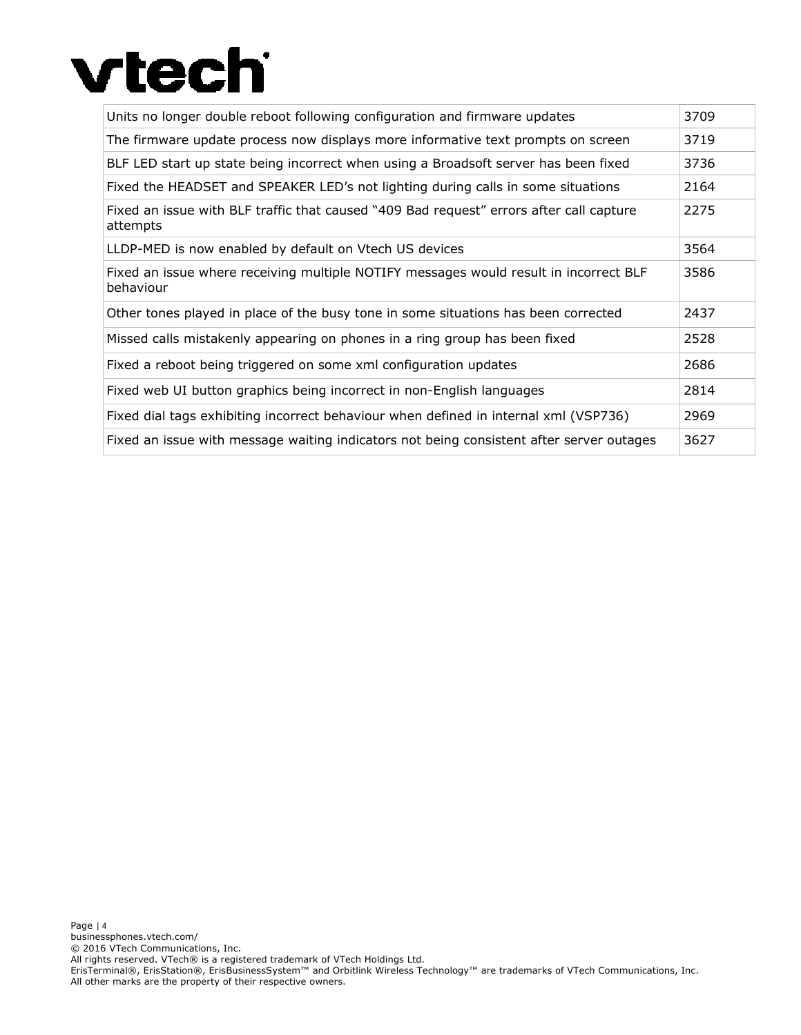| Units no longer double reboot following configuration and firmware updates | 3709 |
| --- | --- |
| The firmware update process now displays more informative text prompts on screen | 3719 |
| BLF LED start up state being incorrect when using a Broadsoft server has been fixed | 3736 |
| Fixed the HEADSET and SPEAKER LED's not lighting during calls in some situations | 2164 |
| Fixed an issue with BLF traffic that caused "409 Bad request" errors after call capture attempts | 2275 |
| LLDP-MED is now enabled by default on Vtech US devices | 3564 |
| Fixed an issue where receiving multiple NOTIFY messages would result in incorrect BLF behaviour | 3586 |
| Other tones played in place of the busy tone in some situations has been corrected | 2437 |
| Missed calls mistakenly appearing on phones in a ring group has been fixed | 2528 |
| Fixed a reboot being triggered on some xml configuration updates | 2686 |
| Fixed web UI button graphics being incorrect in non-English languages | 2814 |
| Fixed dial tags exhibiting incorrect behaviour when defined in internal xml (VSP736) | 2969 |
| Fixed an issue with message waiting indicators not being consistent after server outages | 3627 |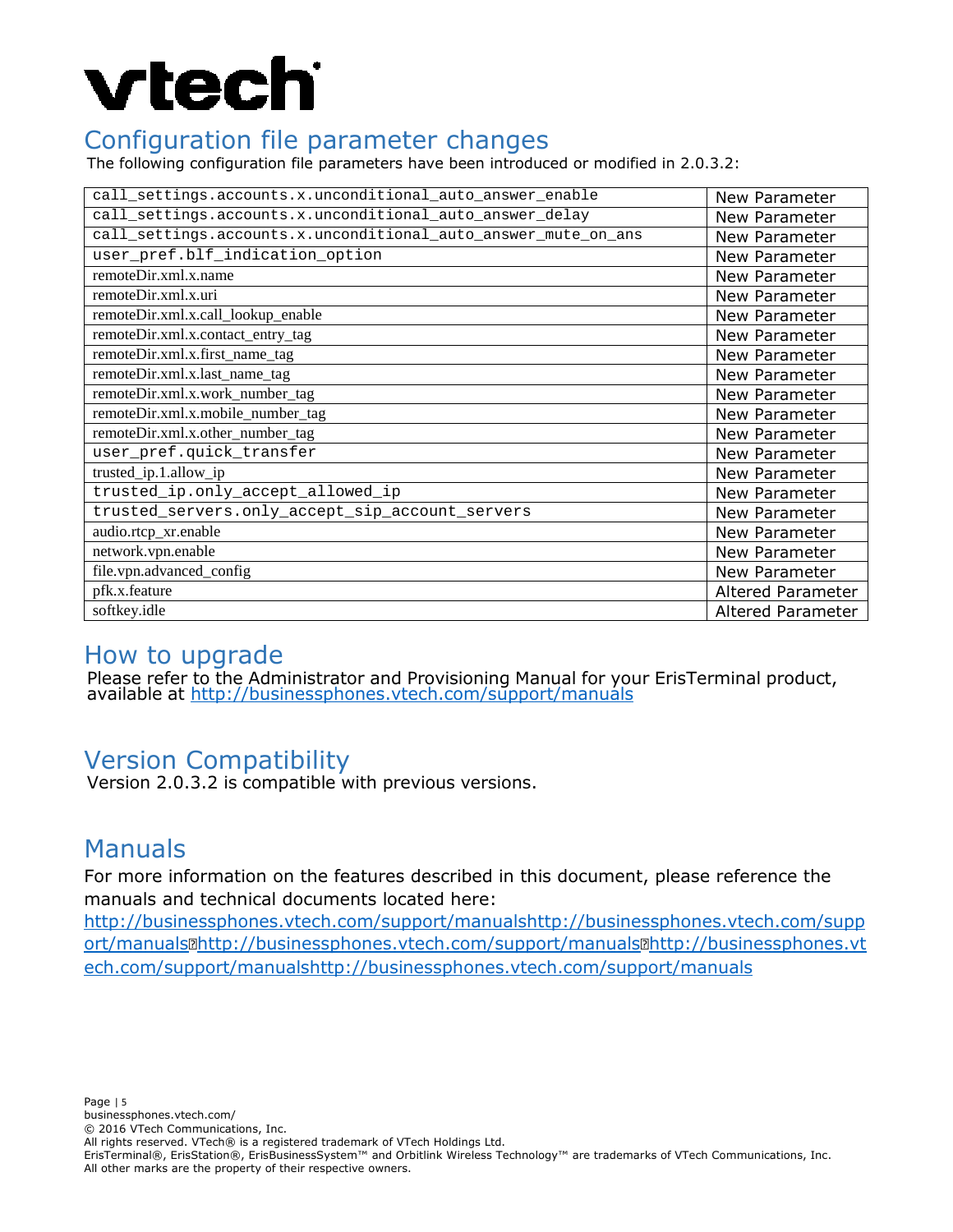vtech

# Configuration file parameter changes

The following configuration file parameters have been introduced or modified in 2.0.3.2:

| Parameter | Change |
|---|---|
| call_settings.accounts.x.unconditional_auto_answer_enable | New Parameter |
| call_settings.accounts.x.unconditional_auto_answer_delay | New Parameter |
| call_settings.accounts.x.unconditional_auto_answer_mute_on_ans | New Parameter |
| user_pref.blf_indication_option | New Parameter |
| remoteDir.xml.x.name | New Parameter |
| remoteDir.xml.x.uri | New Parameter |
| remoteDir.xml.x.call_lookup_enable | New Parameter |
| remoteDir.xml.x.contact_entry_tag | New Parameter |
| remoteDir.xml.x.first_name_tag | New Parameter |
| remoteDir.xml.x.last_name_tag | New Parameter |
| remoteDir.xml.x.work_number_tag | New Parameter |
| remoteDir.xml.x.mobile_number_tag | New Parameter |
| remoteDir.xml.x.other_number_tag | New Parameter |
| user_pref.quick_transfer | New Parameter |
| trusted_ip.1.allow_ip | New Parameter |
| trusted_ip.only_accept_allowed_ip | New Parameter |
| trusted_servers.only_accept_sip_account_servers | New Parameter |
| audio.rtcp_xr.enable | New Parameter |
| network.vpn.enable | New Parameter |
| file.vpn.advanced_config | New Parameter |
| pfk.x.feature | Altered Parameter |
| softkey.idle | Altered Parameter |

# How to upgrade

Please refer to the Administrator and Provisioning Manual for your ErisTerminal product, available at http://businessphones.vtech.com/support/manuals

# Version Compatibility

Version 2.0.3.2 is compatible with previous versions.

# Manuals

For more information on the features described in this document, please reference the manuals and technical documents located here:

http://businessphones.vtech.com/support/manualshttp://businessphones.vtech.com/support/manuals�http://businessphones.vtech.com/support/manuals�http://businessphones.vtech.com/support/manualshttp://businessphones.vtech.com/support/manuals

businessphones.vtech.com/
© 2016 VTech Communications, Inc.
All rights reserved. VTech® is a registered trademark of VTech Holdings Ltd.
ErisTerminal®, ErisStation®, ErisBusinessSystem™ and Orbitlink Wireless Technology™ are trademarks of VTech Communications, Inc.
All other marks are the property of their respective owners.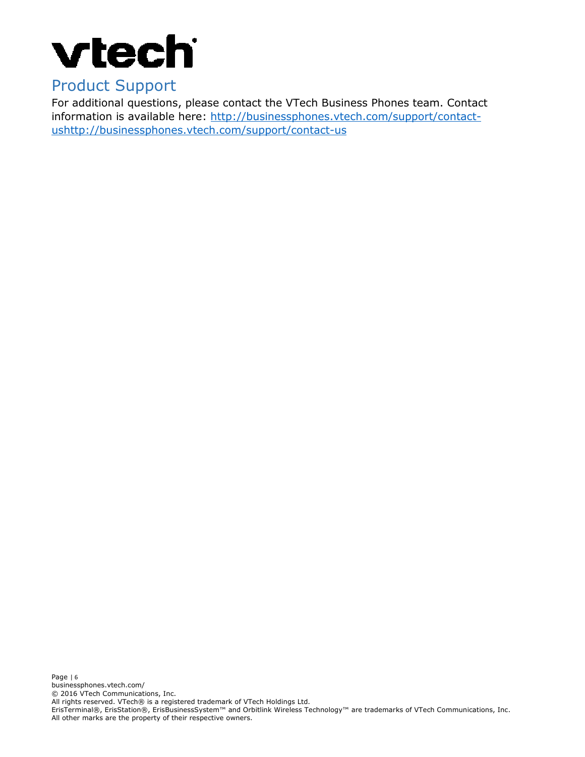## Product Support

For additional questions, please contact the VTech Business Phones team. Contact information is available here: http://businessphones.vtech.com/support/contact-ushttp://businessphones.vtech.com/support/contact-us